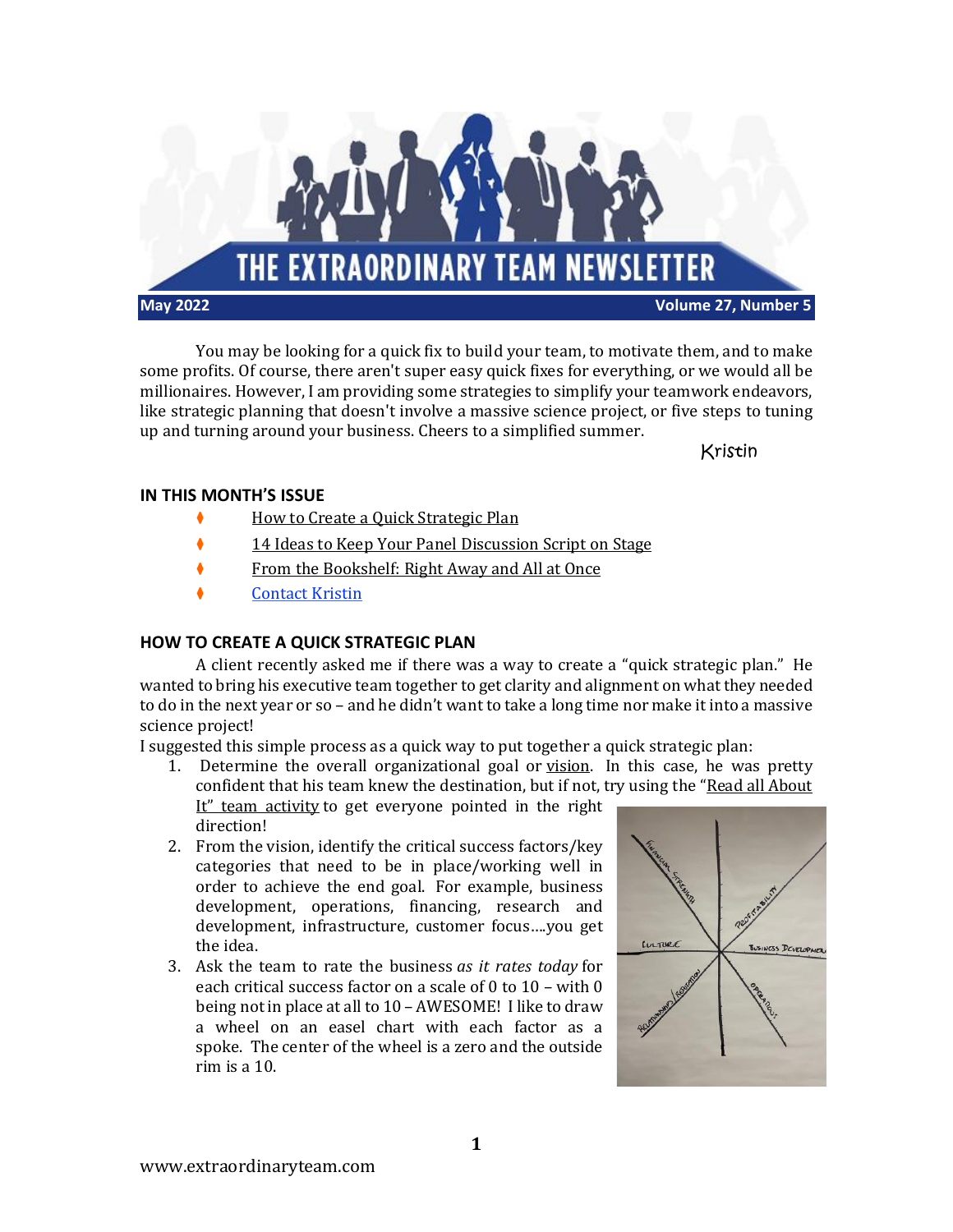# THE EXTRAORDINARY TEAM NEWSLETTER

**May 2022** **Volume 27, Number 5**

You may be looking for a quick fix to build your team, to motivate them, and to make some profits. Of course, there aren't super easy quick fixes for everything, or we would all be millionaires. However, I am providing some strategies to simplify your teamwork endeavors, like strategic planning that doesn't involve a massive science project, or five steps to tuning up and turning around your business. Cheers to a simplified summer.

Kristin

## IN THIS MONTH'S ISSUE

- How to Create a Quick Strategic Plan
- 14 Ideas to Keep Your Panel Discussion Script on Stage
- From the Bookshelf: Right Away and All at Once
- Contact Kristin

## HOW TO CREATE A QUICK STRATEGIC PLAN

A client recently asked me if there was a way to create a "quick strategic plan." He wanted to bring his executive team together to get clarity and alignment on what they needed to do in the next year or so – and he didn't want to take a long time nor make it into a massive science project!

I suggested this simple process as a quick way to put together a quick strategic plan:

1. Determine the overall organizational goal or vision. In this case, he was pretty confident that his team knew the destination, but if not, try using the "Read all About It" team activity to get everyone pointed in the right direction!
2. From the vision, identify the critical success factors/key categories that need to be in place/working well in order to achieve the end goal. For example, business development, operations, financing, research and development, infrastructure, customer focus….you get the idea.
3. Ask the team to rate the business *as it rates today* for each critical success factor on a scale of 0 to 10 – with 0 being not in place at all to 10 – AWESOME! I like to draw a wheel on an easel chart with each factor as a spoke. The center of the wheel is a zero and the outside rim is a 10.

www.extraordinaryteam.com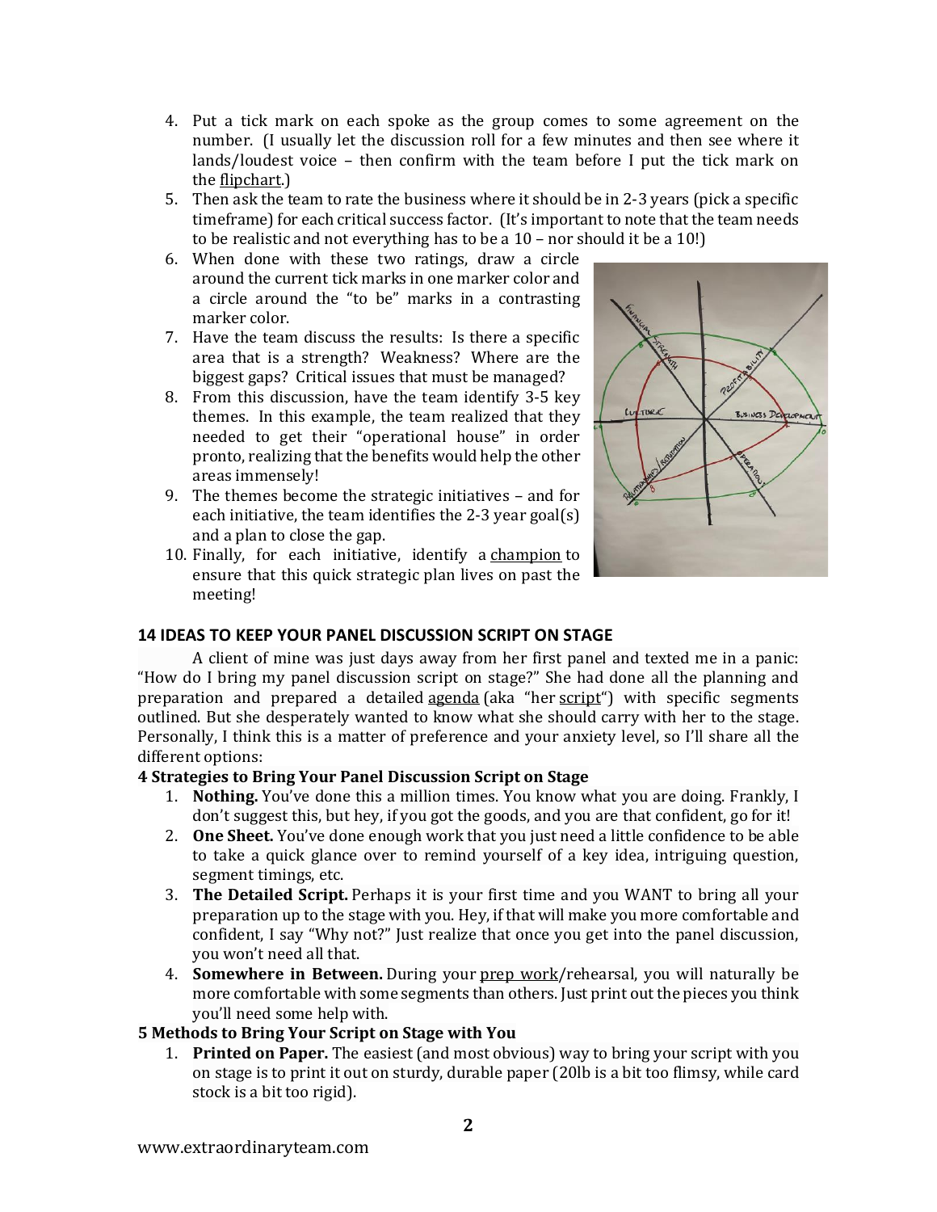4. Put a tick mark on each spoke as the group comes to some agreement on the number. (I usually let the discussion roll for a few minutes and then see where it lands/loudest voice – then confirm with the team before I put the tick mark on the flipchart.)
5. Then ask the team to rate the business where it should be in 2-3 years (pick a specific timeframe) for each critical success factor. (It's important to note that the team needs to be realistic and not everything has to be a 10 – nor should it be a 10!)
6. When done with these two ratings, draw a circle around the current tick marks in one marker color and a circle around the "to be" marks in a contrasting marker color.
7. Have the team discuss the results: Is there a specific area that is a strength? Weakness? Where are the biggest gaps? Critical issues that must be managed?
8. From this discussion, have the team identify 3-5 key themes. In this example, the team realized that they needed to get their "operational house" in order pronto, realizing that the benefits would help the other areas immensely!
9. The themes become the strategic initiatives – and for each initiative, the team identifies the 2-3 year goal(s) and a plan to close the gap.
10. Finally, for each initiative, identify a champion to ensure that this quick strategic plan lives on past the meeting!

## 14 IDEAS TO KEEP YOUR PANEL DISCUSSION SCRIPT ON STAGE

A client of mine was just days away from her first panel and texted me in a panic: "How do I bring my panel discussion script on stage?" She had done all the planning and preparation and prepared a detailed agenda (aka "her script") with specific segments outlined. But she desperately wanted to know what she should carry with her to the stage. Personally, I think this is a matter of preference and your anxiety level, so I'll share all the different options:

### 4 Strategies to Bring Your Panel Discussion Script on Stage

1. **Nothing.** You've done this a million times. You know what you are doing. Frankly, I don't suggest this, but hey, if you got the goods, and you are that confident, go for it!
2. **One Sheet.** You've done enough work that you just need a little confidence to be able to take a quick glance over to remind yourself of a key idea, intriguing question, segment timings, etc.
3. **The Detailed Script.** Perhaps it is your first time and you WANT to bring all your preparation up to the stage with you. Hey, if that will make you more comfortable and confident, I say "Why not?" Just realize that once you get into the panel discussion, you won't need all that.
4. **Somewhere in Between.** During your prep work/rehearsal, you will naturally be more comfortable with some segments than others. Just print out the pieces you think you'll need some help with.

### 5 Methods to Bring Your Script on Stage with You

1. **Printed on Paper.** The easiest (and most obvious) way to bring your script with you on stage is to print it out on sturdy, durable paper (20lb is a bit too flimsy, while card stock is a bit too rigid).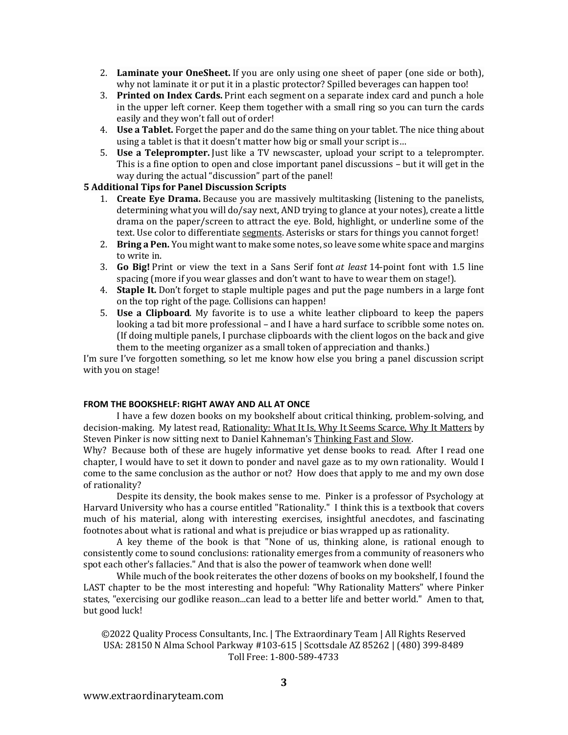2. **Laminate your OneSheet.** If you are only using one sheet of paper (one side or both), why not laminate it or put it in a plastic protector? Spilled beverages can happen too!
3. **Printed on Index Cards.** Print each segment on a separate index card and punch a hole in the upper left corner. Keep them together with a small ring so you can turn the cards easily and they won't fall out of order!
4. **Use a Tablet.** Forget the paper and do the same thing on your tablet. The nice thing about using a tablet is that it doesn't matter how big or small your script is…
5. **Use a Teleprompter.** Just like a TV newscaster, upload your script to a teleprompter. This is a fine option to open and close important panel discussions – but it will get in the way during the actual "discussion" part of the panel!

**5 Additional Tips for Panel Discussion Scripts**

1. **Create Eye Drama.** Because you are massively multitasking (listening to the panelists, determining what you will do/say next, AND trying to glance at your notes), create a little drama on the paper/screen to attract the eye. Bold, highlight, or underline some of the text. Use color to differentiate <u>segments</u>. Asterisks or stars for things you cannot forget!
2. **Bring a Pen.** You might want to make some notes, so leave some white space and margins to write in.
3. **Go Big!** Print or view the text in a Sans Serif font *at least* 14-point font with 1.5 line spacing (more if you wear glasses and don't want to have to wear them on stage!).
4. **Staple It.** Don't forget to staple multiple pages and put the page numbers in a large font on the top right of the page. Collisions can happen!
5. **Use a Clipboard**. My favorite is to use a white leather clipboard to keep the papers looking a tad bit more professional – and I have a hard surface to scribble some notes on. (If doing multiple panels, I purchase clipboards with the client logos on the back and give them to the meeting organizer as a small token of appreciation and thanks.)

I'm sure I've forgotten something, so let me know how else you bring a panel discussion script with you on stage!

**FROM THE BOOKSHELF: RIGHT AWAY AND ALL AT ONCE**

I have a few dozen books on my bookshelf about critical thinking, problem-solving, and decision-making. My latest read, <u>Rationality: What It Is, Why It Seems Scarce, Why It Matters</u> by Steven Pinker is now sitting next to Daniel Kahneman's <u>Thinking Fast and Slow</u>.

Why? Because both of these are hugely informative yet dense books to read. After I read one chapter, I would have to set it down to ponder and navel gaze as to my own rationality. Would I come to the same conclusion as the author or not? How does that apply to me and my own dose of rationality?

Despite its density, the book makes sense to me. Pinker is a professor of Psychology at Harvard University who has a course entitled "Rationality." I think this is a textbook that covers much of his material, along with interesting exercises, insightful anecdotes, and fascinating footnotes about what is rational and what is prejudice or bias wrapped up as rationality.

A key theme of the book is that "None of us, thinking alone, is rational enough to consistently come to sound conclusions: rationality emerges from a community of reasoners who spot each other's fallacies." And that is also the power of teamwork when done well!

While much of the book reiterates the other dozens of books on my bookshelf, I found the LAST chapter to be the most interesting and hopeful: "Why Rationality Matters" where Pinker states, "exercising our godlike reason...can lead to a better life and better world." Amen to that, but good luck!

©2022 Quality Process Consultants, Inc. | The Extraordinary Team | All Rights Reserved
USA: 28150 N Alma School Parkway #103-615 | Scottsdale AZ 85262 | (480) 399-8489
Toll Free: 1-800-589-4733

www.extraordinaryteam.com